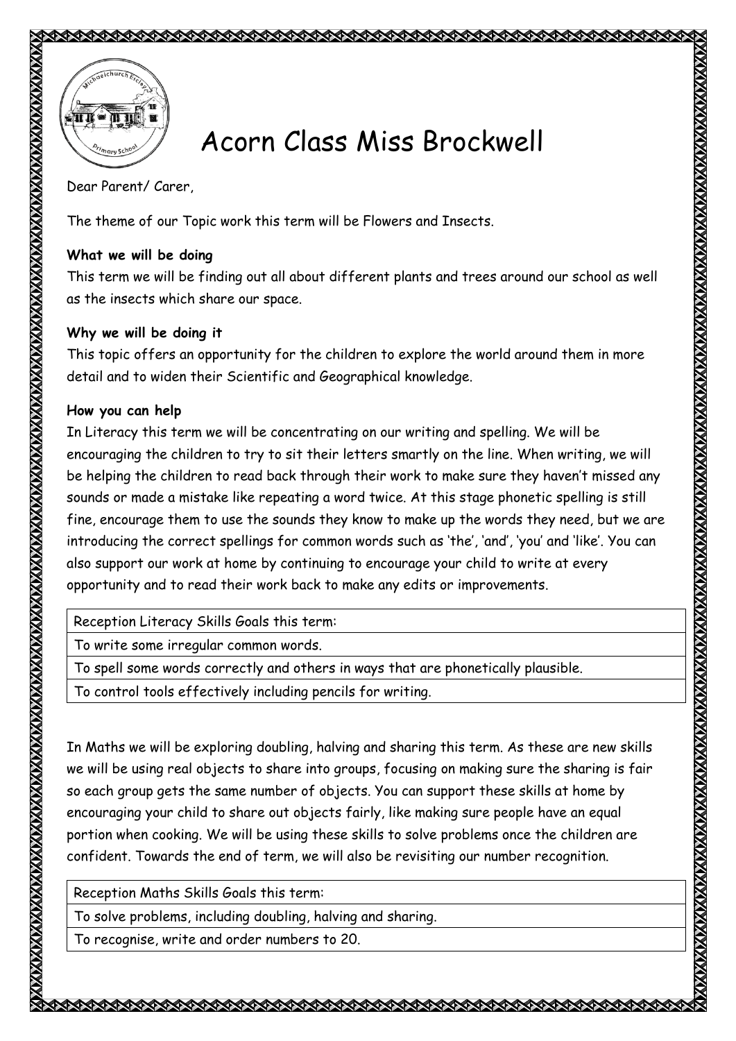# Acorn Class Miss Brockwell

Dear Parent/ Carer,

The theme of our Topic work this term will be Flowers and Insects.

**What we will be doing**

This term we will be finding out all about different plants and trees around our school as well as the insects which share our space.

**Why we will be doing it**

This topic offers an opportunity for the children to explore the world around them in more detail and to widen their Scientific and Geographical knowledge.

**How you can help**

In Literacy this term we will be concentrating on our writing and spelling. We will be encouraging the children to try to sit their letters smartly on the line. When writing, we will be helping the children to read back through their work to make sure they haven't missed any sounds or made a mistake like repeating a word twice. At this stage phonetic spelling is still fine, encourage them to use the sounds they know to make up the words they need, but we are introducing the correct spellings for common words such as 'the', 'and', 'you' and 'like'. You can also support our work at home by continuing to encourage your child to write at every opportunity and to read their work back to make any edits or improvements.

| Reception Literacy Skills Goals this term: |
| --- |
| To write some irregular common words. |
| To spell some words correctly and others in ways that are phonetically plausible. |
| To control tools effectively including pencils for writing. |

In Maths we will be exploring doubling, halving and sharing this term. As these are new skills we will be using real objects to share into groups, focusing on making sure the sharing is fair so each group gets the same number of objects. You can support these skills at home by encouraging your child to share out objects fairly, like making sure people have an equal portion when cooking. We will be using these skills to solve problems once the children are confident. Towards the end of term, we will also be revisiting our number recognition.

| Reception Maths Skills Goals this term: |
| --- |
| To solve problems, including doubling, halving and sharing. |
| To recognise, write and order numbers to 20. |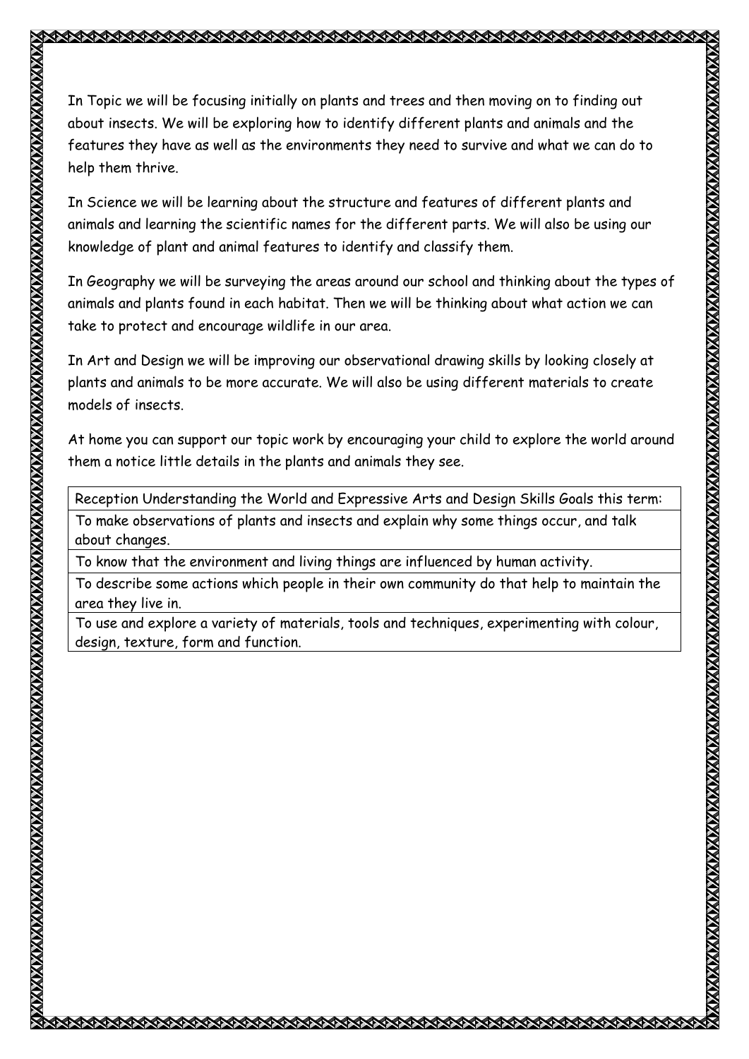In Topic we will be focusing initially on plants and trees and then moving on to finding out about insects. We will be exploring how to identify different plants and animals and the features they have as well as the environments they need to survive and what we can do to help them thrive.

In Science we will be learning about the structure and features of different plants and animals and learning the scientific names for the different parts. We will also be using our knowledge of plant and animal features to identify and classify them.

In Geography we will be surveying the areas around our school and thinking about the types of animals and plants found in each habitat. Then we will be thinking about what action we can take to protect and encourage wildlife in our area.

In Art and Design we will be improving our observational drawing skills by looking closely at plants and animals to be more accurate. We will also be using different materials to create models of insects.

At home you can support our topic work by encouraging your child to explore the world around them a notice little details in the plants and animals they see.

| Reception Understanding the World and Expressive Arts and Design Skills Goals this term: |
|---|
| To make observations of plants and insects and explain why some things occur, and talk about changes. |
| To know that the environment and living things are influenced by human activity. |
| To describe some actions which people in their own community do that help to maintain the area they live in. |
| To use and explore a variety of materials, tools and techniques, experimenting with colour, design, texture, form and function. |